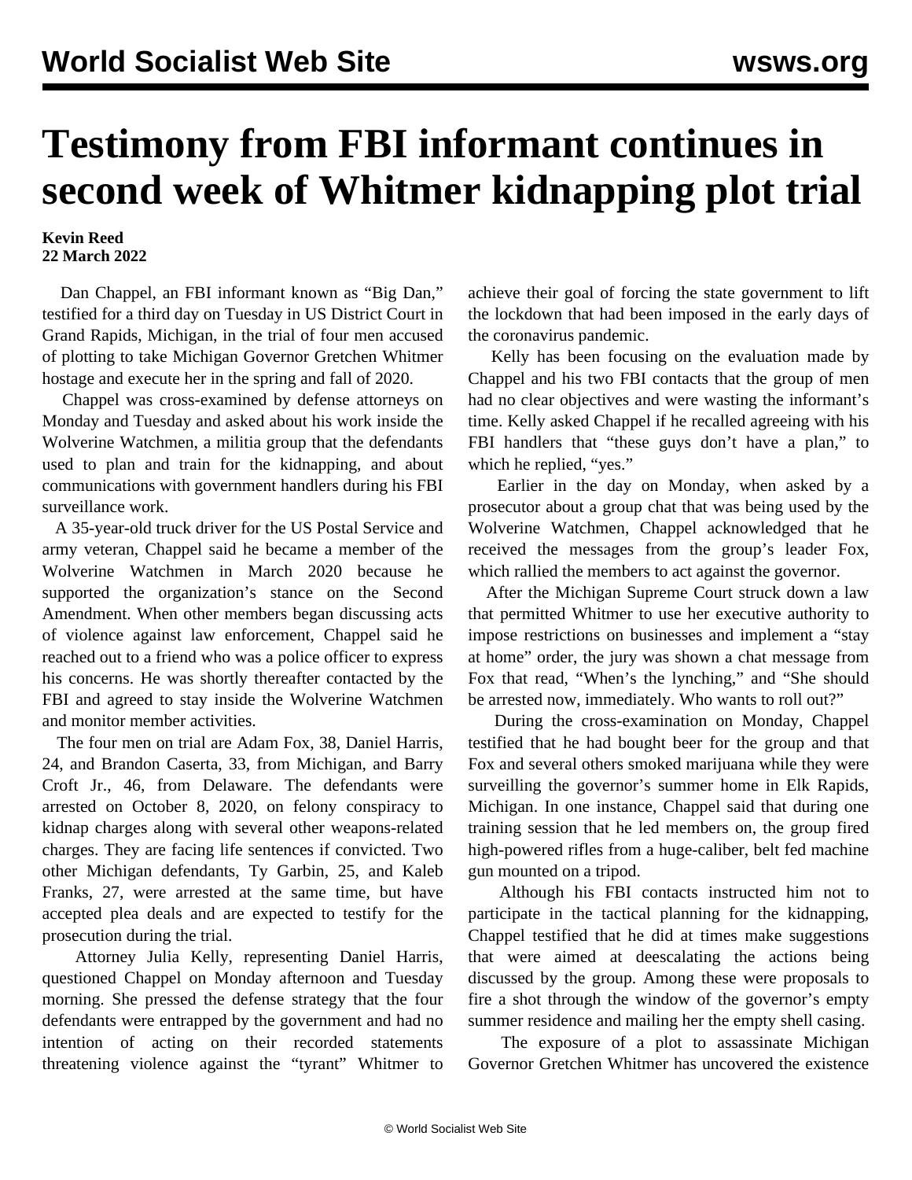# Testimony from FBI informant continues in second week of Whitmer kidnapping plot trial

**Kevin Reed**
**22 March 2022**

Dan Chappel, an FBI informant known as "Big Dan," testified for a third day on Tuesday in US District Court in Grand Rapids, Michigan, in the trial of four men accused of plotting to take Michigan Governor Gretchen Whitmer hostage and execute her in the spring and fall of 2020.

Chappel was cross-examined by defense attorneys on Monday and Tuesday and asked about his work inside the Wolverine Watchmen, a militia group that the defendants used to plan and train for the kidnapping, and about communications with government handlers during his FBI surveillance work.

A 35-year-old truck driver for the US Postal Service and army veteran, Chappel said he became a member of the Wolverine Watchmen in March 2020 because he supported the organization's stance on the Second Amendment. When other members began discussing acts of violence against law enforcement, Chappel said he reached out to a friend who was a police officer to express his concerns. He was shortly thereafter contacted by the FBI and agreed to stay inside the Wolverine Watchmen and monitor member activities.

The four men on trial are Adam Fox, 38, Daniel Harris, 24, and Brandon Caserta, 33, from Michigan, and Barry Croft Jr., 46, from Delaware. The defendants were arrested on October 8, 2020, on felony conspiracy to kidnap charges along with several other weapons-related charges. They are facing life sentences if convicted. Two other Michigan defendants, Ty Garbin, 25, and Kaleb Franks, 27, were arrested at the same time, but have accepted plea deals and are expected to testify for the prosecution during the trial.

Attorney Julia Kelly, representing Daniel Harris, questioned Chappel on Monday afternoon and Tuesday morning. She pressed the defense strategy that the four defendants were entrapped by the government and had no intention of acting on their recorded statements threatening violence against the "tyrant" Whitmer to achieve their goal of forcing the state government to lift the lockdown that had been imposed in the early days of the coronavirus pandemic.

Kelly has been focusing on the evaluation made by Chappel and his two FBI contacts that the group of men had no clear objectives and were wasting the informant's time. Kelly asked Chappel if he recalled agreeing with his FBI handlers that "these guys don't have a plan," to which he replied, "yes."

Earlier in the day on Monday, when asked by a prosecutor about a group chat that was being used by the Wolverine Watchmen, Chappel acknowledged that he received the messages from the group's leader Fox, which rallied the members to act against the governor.

After the Michigan Supreme Court struck down a law that permitted Whitmer to use her executive authority to impose restrictions on businesses and implement a "stay at home" order, the jury was shown a chat message from Fox that read, "When's the lynching," and "She should be arrested now, immediately. Who wants to roll out?"

During the cross-examination on Monday, Chappel testified that he had bought beer for the group and that Fox and several others smoked marijuana while they were surveilling the governor's summer home in Elk Rapids, Michigan. In one instance, Chappel said that during one training session that he led members on, the group fired high-powered rifles from a huge-caliber, belt fed machine gun mounted on a tripod.

Although his FBI contacts instructed him not to participate in the tactical planning for the kidnapping, Chappel testified that he did at times make suggestions that were aimed at deescalating the actions being discussed by the group. Among these were proposals to fire a shot through the window of the governor's empty summer residence and mailing her the empty shell casing.

The exposure of a plot to assassinate Michigan Governor Gretchen Whitmer has uncovered the existence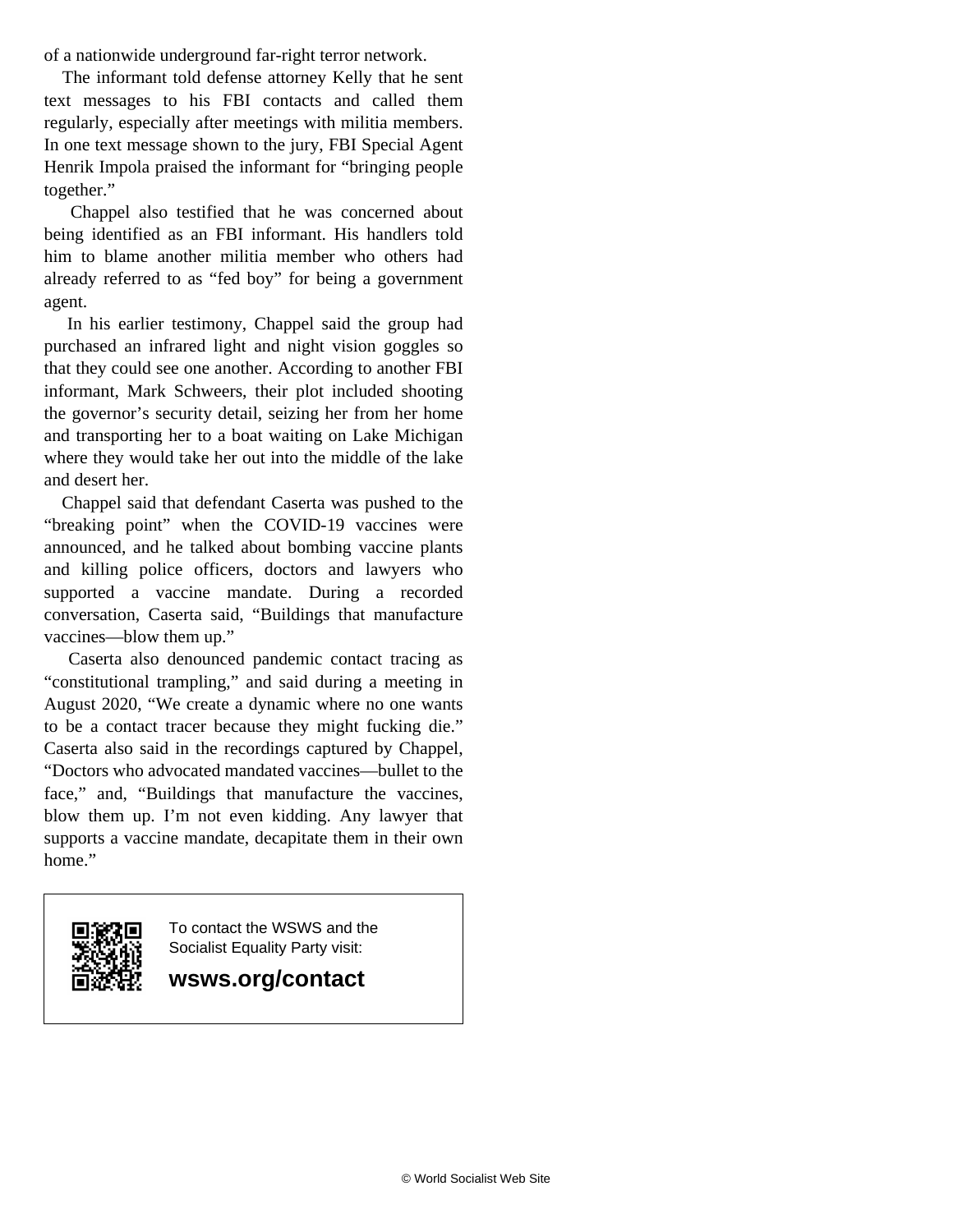of a nationwide underground far-right terror network.

The informant told defense attorney Kelly that he sent text messages to his FBI contacts and called them regularly, especially after meetings with militia members. In one text message shown to the jury, FBI Special Agent Henrik Impola praised the informant for "bringing people together."

Chappel also testified that he was concerned about being identified as an FBI informant. His handlers told him to blame another militia member who others had already referred to as "fed boy" for being a government agent.

In his earlier testimony, Chappel said the group had purchased an infrared light and night vision goggles so that they could see one another. According to another FBI informant, Mark Schweers, their plot included shooting the governor's security detail, seizing her from her home and transporting her to a boat waiting on Lake Michigan where they would take her out into the middle of the lake and desert her.

Chappel said that defendant Caserta was pushed to the "breaking point" when the COVID-19 vaccines were announced, and he talked about bombing vaccine plants and killing police officers, doctors and lawyers who supported a vaccine mandate. During a recorded conversation, Caserta said, "Buildings that manufacture vaccines—blow them up."

Caserta also denounced pandemic contact tracing as "constitutional trampling," and said during a meeting in August 2020, "We create a dynamic where no one wants to be a contact tracer because they might fucking die." Caserta also said in the recordings captured by Chappel, "Doctors who advocated mandated vaccines—bullet to the face," and, "Buildings that manufacture the vaccines, blow them up. I'm not even kidding. Any lawyer that supports a vaccine mandate, decapitate them in their own home."

To contact the WSWS and the Socialist Equality Party visit:

**wsws.org/contact**